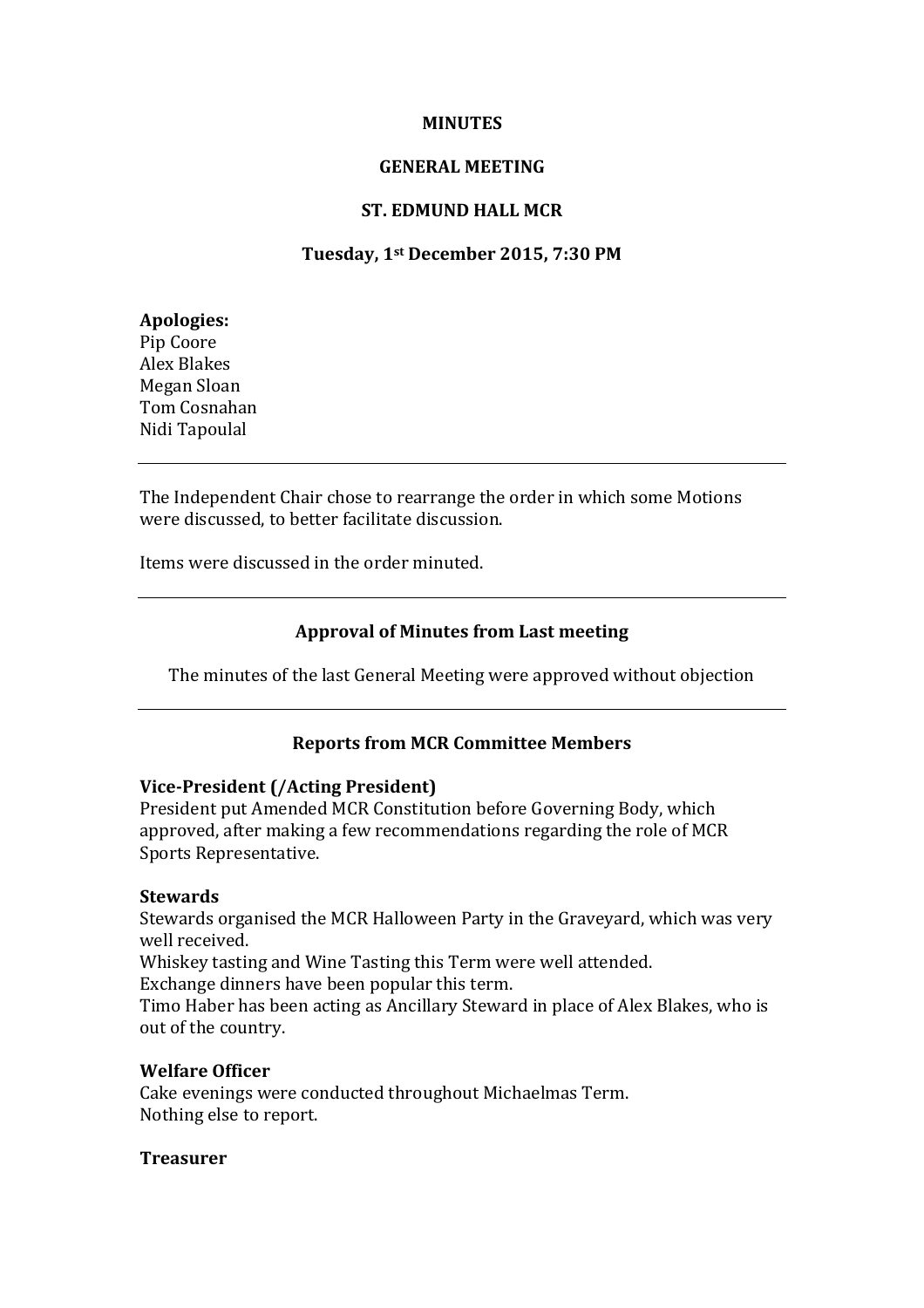**MINUTES**

**GENERAL MEETING**

**ST. EDMUND HALL MCR**

**Tuesday, 1st December 2015, 7:30 PM**

**Apologies:**
Pip Coore
Alex Blakes
Megan Sloan
Tom Cosnahan
Nidi Tapoulal

---

The Independent Chair chose to rearrange the order in which some Motions were discussed, to better facilitate discussion.

Items were discussed in the order minuted.

---

## Approval of Minutes from Last meeting

The minutes of the last General Meeting were approved without objection

---

## Reports from MCR Committee Members

**Vice-President (/Acting President)**
President put Amended MCR Constitution before Governing Body, which approved, after making a few recommendations regarding the role of MCR Sports Representative.

**Stewards**
Stewards organised the MCR Halloween Party in the Graveyard, which was very well received.
Whiskey tasting and Wine Tasting this Term were well attended.
Exchange dinners have been popular this term.
Timo Haber has been acting as Ancillary Steward in place of Alex Blakes, who is out of the country.

**Welfare Officer**
Cake evenings were conducted throughout Michaelmas Term.
Nothing else to report.

**Treasurer**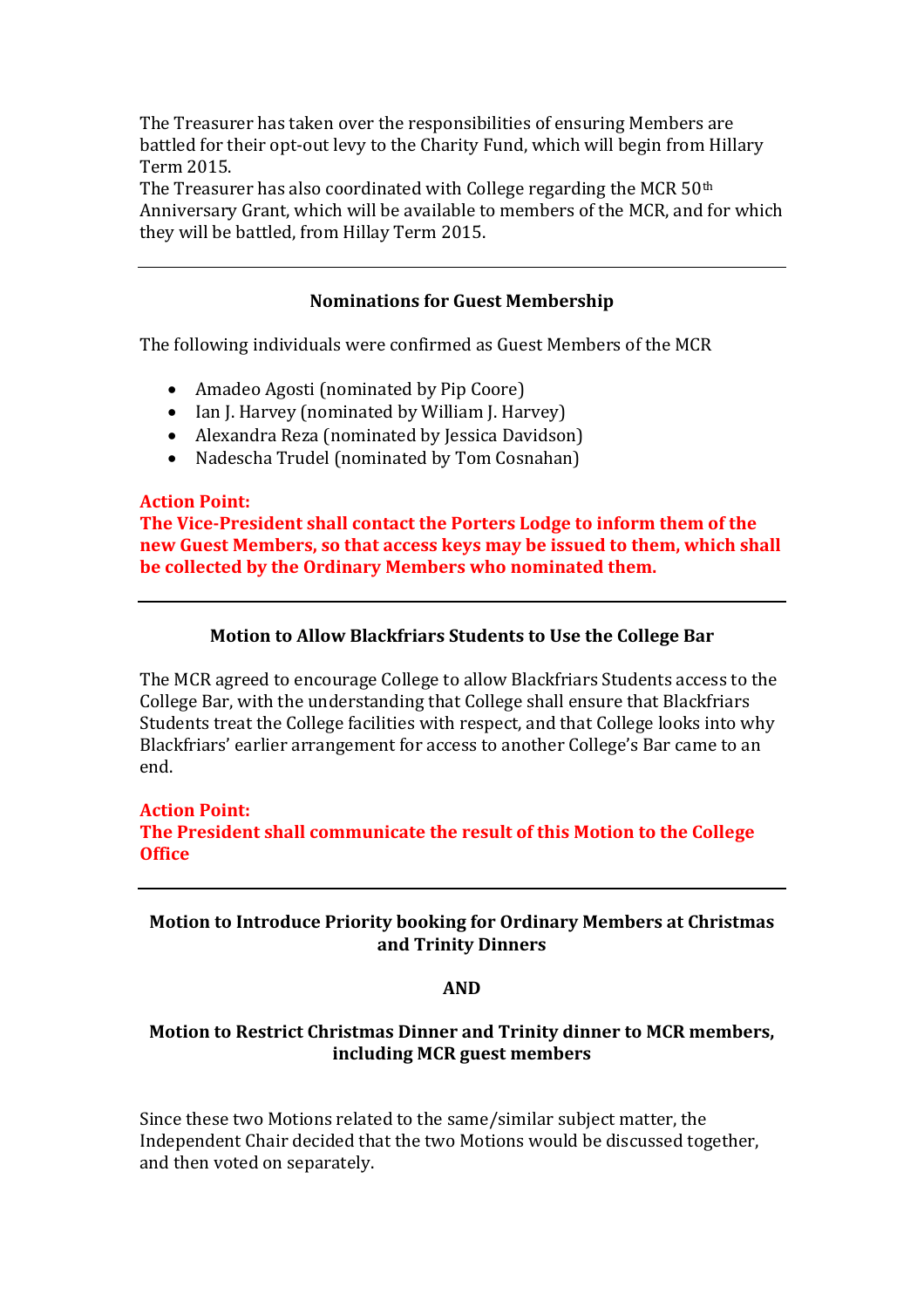The Treasurer has taken over the responsibilities of ensuring Members are battled for their opt-out levy to the Charity Fund, which will begin from Hillary Term 2015.

The Treasurer has also coordinated with College regarding the MCR 50th Anniversary Grant, which will be available to members of the MCR, and for which they will be battled, from Hillay Term 2015.

---

**Nominations for Guest Membership**

The following individuals were confirmed as Guest Members of the MCR

- Amadeo Agosti (nominated by Pip Coore)
- Ian J. Harvey (nominated by William J. Harvey)
- Alexandra Reza (nominated by Jessica Davidson)
- Nadescha Trudel (nominated by Tom Cosnahan)

**Action Point:**
**The Vice-President shall contact the Porters Lodge to inform them of the new Guest Members, so that access keys may be issued to them, which shall be collected by the Ordinary Members who nominated them.**

---

**Motion to Allow Blackfriars Students to Use the College Bar**

The MCR agreed to encourage College to allow Blackfriars Students access to the College Bar, with the understanding that College shall ensure that Blackfriars Students treat the College facilities with respect, and that College looks into why Blackfriars' earlier arrangement for access to another College's Bar came to an end.

**Action Point:**
**The President shall communicate the result of this Motion to the College Office**

---

**Motion to Introduce Priority booking for Ordinary Members at Christmas and Trinity Dinners**

**AND**

**Motion to Restrict Christmas Dinner and Trinity dinner to MCR members, including MCR guest members**

Since these two Motions related to the same/similar subject matter, the Independent Chair decided that the two Motions would be discussed together, and then voted on separately.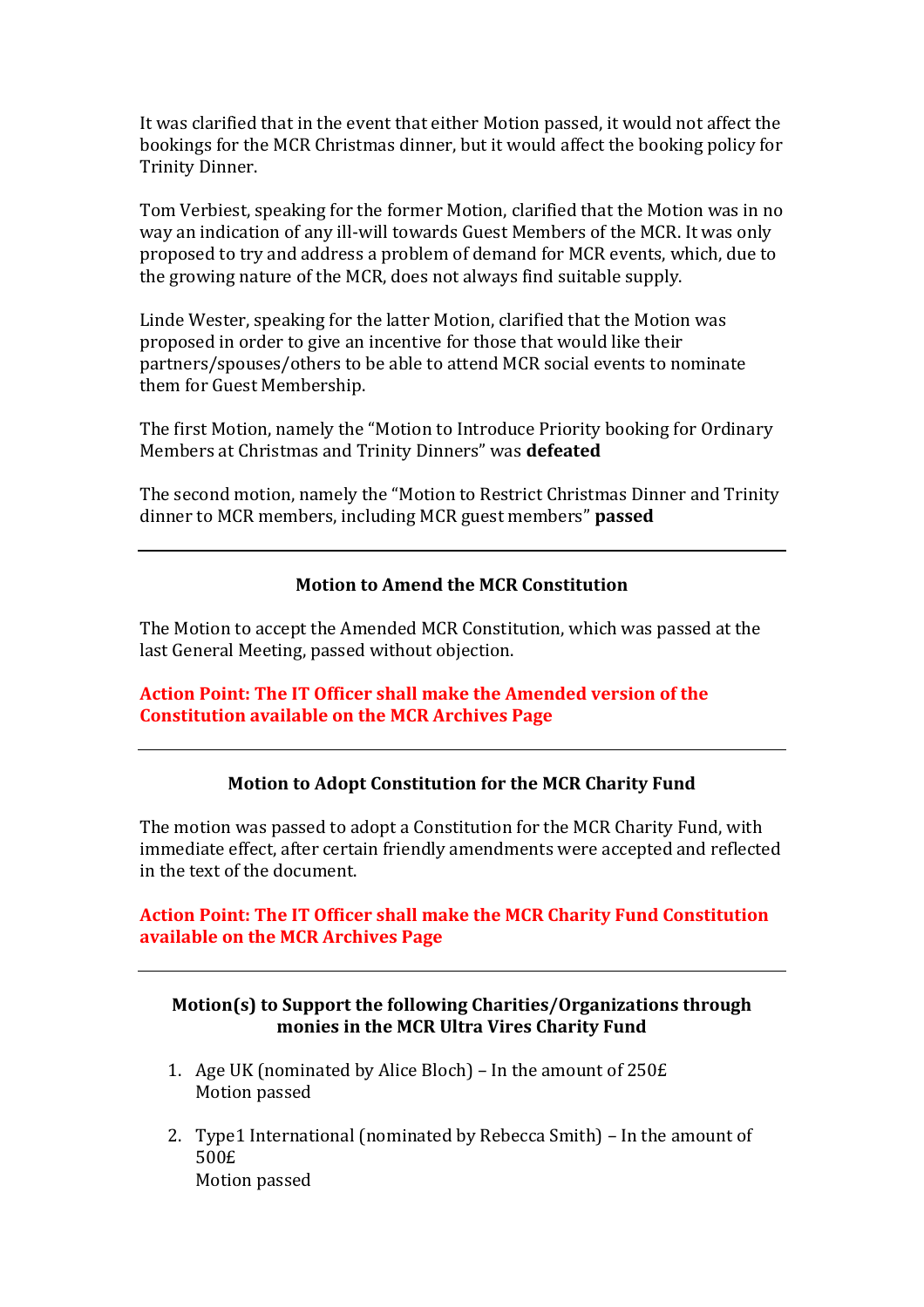It was clarified that in the event that either Motion passed, it would not affect the bookings for the MCR Christmas dinner, but it would affect the booking policy for Trinity Dinner.

Tom Verbiest, speaking for the former Motion, clarified that the Motion was in no way an indication of any ill-will towards Guest Members of the MCR. It was only proposed to try and address a problem of demand for MCR events, which, due to the growing nature of the MCR, does not always find suitable supply.

Linde Wester, speaking for the latter Motion, clarified that the Motion was proposed in order to give an incentive for those that would like their partners/spouses/others to be able to attend MCR social events to nominate them for Guest Membership.

The first Motion, namely the "Motion to Introduce Priority booking for Ordinary Members at Christmas and Trinity Dinners" was **defeated**

The second motion, namely the "Motion to Restrict Christmas Dinner and Trinity dinner to MCR members, including MCR guest members" **passed**

---

### Motion to Amend the MCR Constitution

The Motion to accept the Amended MCR Constitution, which was passed at the last General Meeting, passed without objection.

**Action Point: The IT Officer shall make the Amended version of the Constitution available on the MCR Archives Page**

---

### Motion to Adopt Constitution for the MCR Charity Fund

The motion was passed to adopt a Constitution for the MCR Charity Fund, with immediate effect, after certain friendly amendments were accepted and reflected in the text of the document.

**Action Point: The IT Officer shall make the MCR Charity Fund Constitution available on the MCR Archives Page**

---

### Motion(s) to Support the following Charities/Organizations through monies in the MCR Ultra Vires Charity Fund

1. Age UK (nominated by Alice Bloch) – In the amount of 250£
   Motion passed

2. Type1 International (nominated by Rebecca Smith) – In the amount of 500£
   Motion passed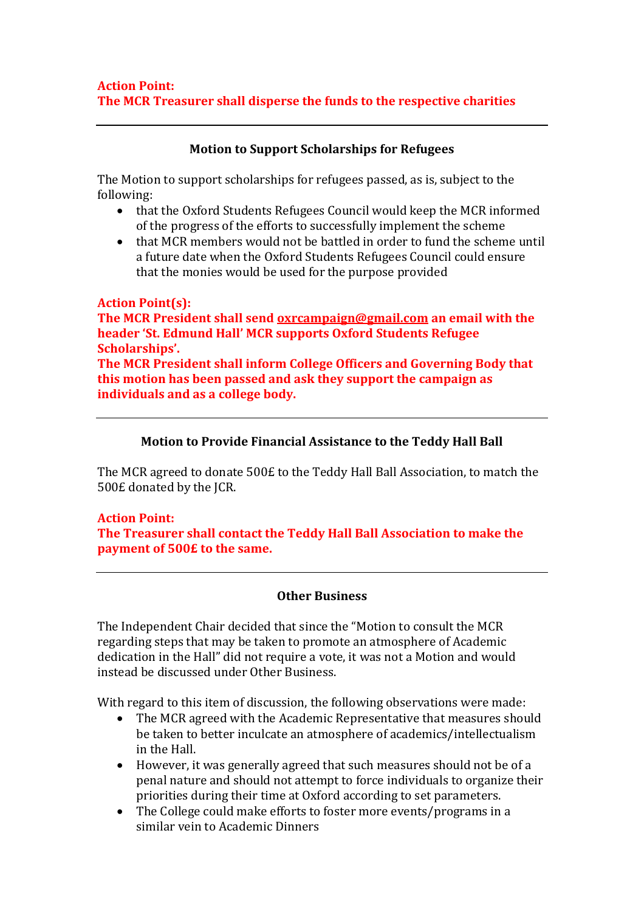**Action Point:**
**The MCR Treasurer shall disperse the funds to the respective charities**

---

**Motion to Support Scholarships for Refugees**

The Motion to support scholarships for refugees passed, as is, subject to the following:

- that the Oxford Students Refugees Council would keep the MCR informed of the progress of the efforts to successfully implement the scheme
- that MCR members would not be battled in order to fund the scheme until a future date when the Oxford Students Refugees Council could ensure that the monies would be used for the purpose provided

**Action Point(s):**
**The MCR President shall send oxrcampaign@gmail.com an email with the header 'St. Edmund Hall' MCR supports Oxford Students Refugee Scholarships'.**
**The MCR President shall inform College Officers and Governing Body that this motion has been passed and ask they support the campaign as individuals and as a college body.**

---

**Motion to Provide Financial Assistance to the Teddy Hall Ball**

The MCR agreed to donate 500£ to the Teddy Hall Ball Association, to match the 500£ donated by the JCR.

**Action Point:**
**The Treasurer shall contact the Teddy Hall Ball Association to make the payment of 500£ to the same.**

---

**Other Business**

The Independent Chair decided that since the "Motion to consult the MCR regarding steps that may be taken to promote an atmosphere of Academic dedication in the Hall" did not require a vote, it was not a Motion and would instead be discussed under Other Business.

With regard to this item of discussion, the following observations were made:

- The MCR agreed with the Academic Representative that measures should be taken to better inculcate an atmosphere of academics/intellectualism in the Hall.
- However, it was generally agreed that such measures should not be of a penal nature and should not attempt to force individuals to organize their priorities during their time at Oxford according to set parameters.
- The College could make efforts to foster more events/programs in a similar vein to Academic Dinners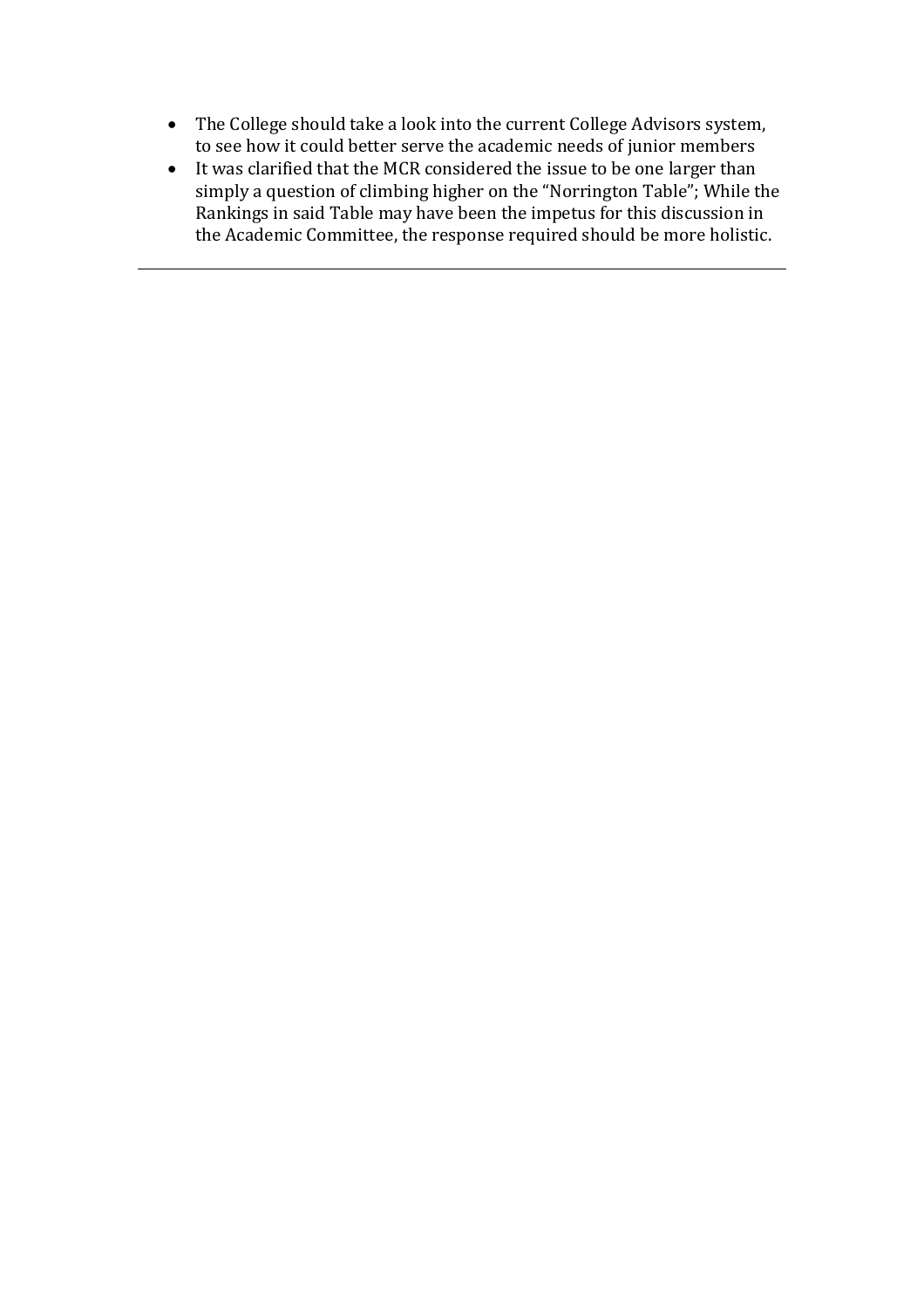- The College should take a look into the current College Advisors system, to see how it could better serve the academic needs of junior members
- It was clarified that the MCR considered the issue to be one larger than simply a question of climbing higher on the "Norrington Table"; While the Rankings in said Table may have been the impetus for this discussion in the Academic Committee, the response required should be more holistic.

---